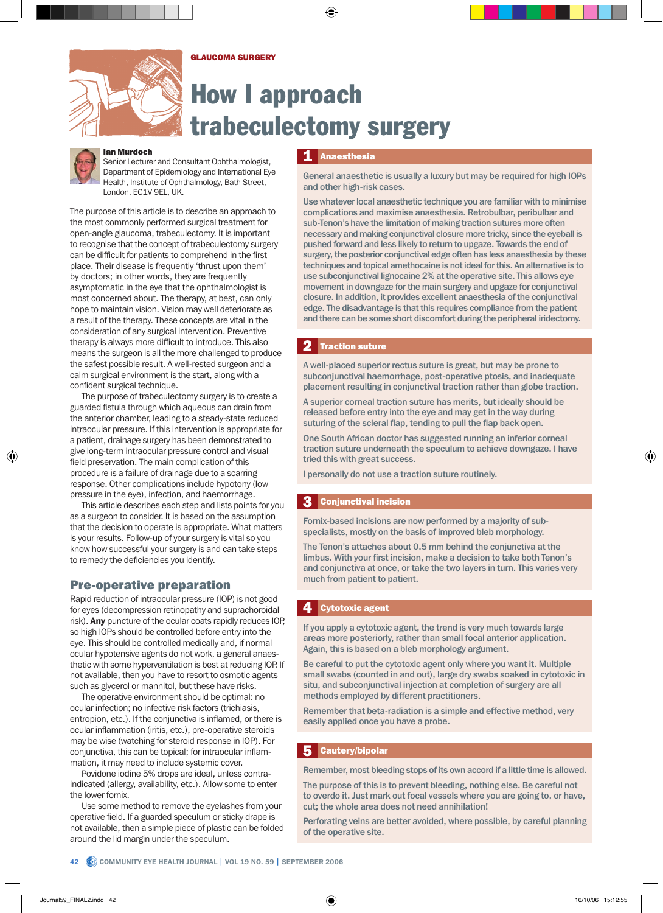GLAUCOMA SURGERY

# How I approach trabeculectomy surgery

**Ian Murdoch**
Senior Lecturer and Consultant Ophthalmologist, Department of Epidemiology and International Eye Health, Institute of Ophthalmology, Bath Street, London, EC1V 9EL, UK.

The purpose of this article is to describe an approach to the most commonly performed surgical treatment for open-angle glaucoma, trabeculectomy. It is important to recognise that the concept of trabeculectomy surgery can be difficult for patients to comprehend in the first place. Their disease is frequently 'thrust upon them' by doctors; in other words, they are frequently asymptomatic in the eye that the ophthalmologist is most concerned about. The therapy, at best, can only hope to maintain vision. Vision may well deteriorate as a result of the therapy. These concepts are vital in the consideration of any surgical intervention. Preventive therapy is always more difficult to introduce. This also means the surgeon is all the more challenged to produce the safest possible result. A well-rested surgeon and a calm surgical environment is the start, along with a confident surgical technique.

The purpose of trabeculectomy surgery is to create a guarded fistula through which aqueous can drain from the anterior chamber, leading to a steady-state reduced intraocular pressure. If this intervention is appropriate for a patient, drainage surgery has been demonstrated to give long-term intraocular pressure control and visual field preservation. The main complication of this procedure is a failure of drainage due to a scarring response. Other complications include hypotony (low pressure in the eye), infection, and haemorrhage.

This article describes each step and lists points for you as a surgeon to consider. It is based on the assumption that the decision to operate is appropriate. What matters is your results. Follow-up of your surgery is vital so you know how successful your surgery is and can take steps to remedy the deficiencies you identify.

## Pre-operative preparation

Rapid reduction of intraocular pressure (IOP) is not good for eyes (decompression retinopathy and suprachoroidal risk). **Any** puncture of the ocular coats rapidly reduces IOP, so high IOPs should be controlled before entry into the eye. This should be controlled medically and, if normal ocular hypotensive agents do not work, a general anaesthetic with some hyperventilation is best at reducing IOP. If not available, then you have to resort to osmotic agents such as glycerol or mannitol, but these have risks.

The operative environment should be optimal: no ocular infection; no infective risk factors (trichiasis, entropion, etc.). If the conjunctiva is inflamed, or there is ocular inflammation (iritis, etc.), pre-operative steroids may be wise (watching for steroid response in IOP). For conjunctiva, this can be topical; for intraocular inflammation, it may need to include systemic cover.

Povidone iodine 5% drops are ideal, unless contraindicated (allergy, availability, etc.). Allow some to enter the lower fornix.

Use some method to remove the eyelashes from your operative field. If a guarded speculum or sticky drape is not available, then a simple piece of plastic can be folded around the lid margin under the speculum.

### 1 Anaesthesia

General anaesthetic is usually a luxury but may be required for high IOPs and other high-risk cases.

Use whatever local anaesthetic technique you are familiar with to minimise complications and maximise anaesthesia. Retrobulbar, peribulbar and sub-Tenon's have the limitation of making traction sutures more often necessary and making conjunctival closure more tricky, since the eyeball is pushed forward and less likely to return to upgaze. Towards the end of surgery, the posterior conjunctival edge often has less anaesthesia by these techniques and topical amethocaine is not ideal for this. An alternative is to use subconjunctival lignocaine 2% at the operative site. This allows eye movement in downgaze for the main surgery and upgaze for conjunctival closure. In addition, it provides excellent anaesthesia of the conjunctival edge. The disadvantage is that this requires compliance from the patient and there can be some short discomfort during the peripheral iridectomy.

### 2 Traction suture

A well-placed superior rectus suture is great, but may be prone to subconjunctival haemorrhage, post-operative ptosis, and inadequate placement resulting in conjunctival traction rather than globe traction.

A superior corneal traction suture has merits, but ideally should be released before entry into the eye and may get in the way during suturing of the scleral flap, tending to pull the flap back open.

One South African doctor has suggested running an inferior corneal traction suture underneath the speculum to achieve downgaze. I have tried this with great success.

I personally do not use a traction suture routinely.

### 3 Conjunctival incision

Fornix-based incisions are now performed by a majority of sub-specialists, mostly on the basis of improved bleb morphology.

The Tenon's attaches about 0.5 mm behind the conjunctiva at the limbus. With your first incision, make a decision to take both Tenon's and conjunctiva at once, or take the two layers in turn. This varies very much from patient to patient.

### 4 Cytotoxic agent

If you apply a cytotoxic agent, the trend is very much towards large areas more posteriorly, rather than small focal anterior application. Again, this is based on a bleb morphology argument.

Be careful to put the cytotoxic agent only where you want it. Multiple small swabs (counted in and out), large dry swabs soaked in cytotoxic in situ, and subconjunctival injection at completion of surgery are all methods employed by different practitioners.

Remember that beta-radiation is a simple and effective method, very easily applied once you have a probe.

### 5 Cautery/bipolar

Remember, most bleeding stops of its own accord if a little time is allowed.

The purpose of this is to prevent bleeding, nothing else. Be careful not to overdo it. Just mark out focal vessels where you are going to, or have, cut; the whole area does not need annihilation!

Perforating veins are better avoided, where possible, by careful planning of the operative site.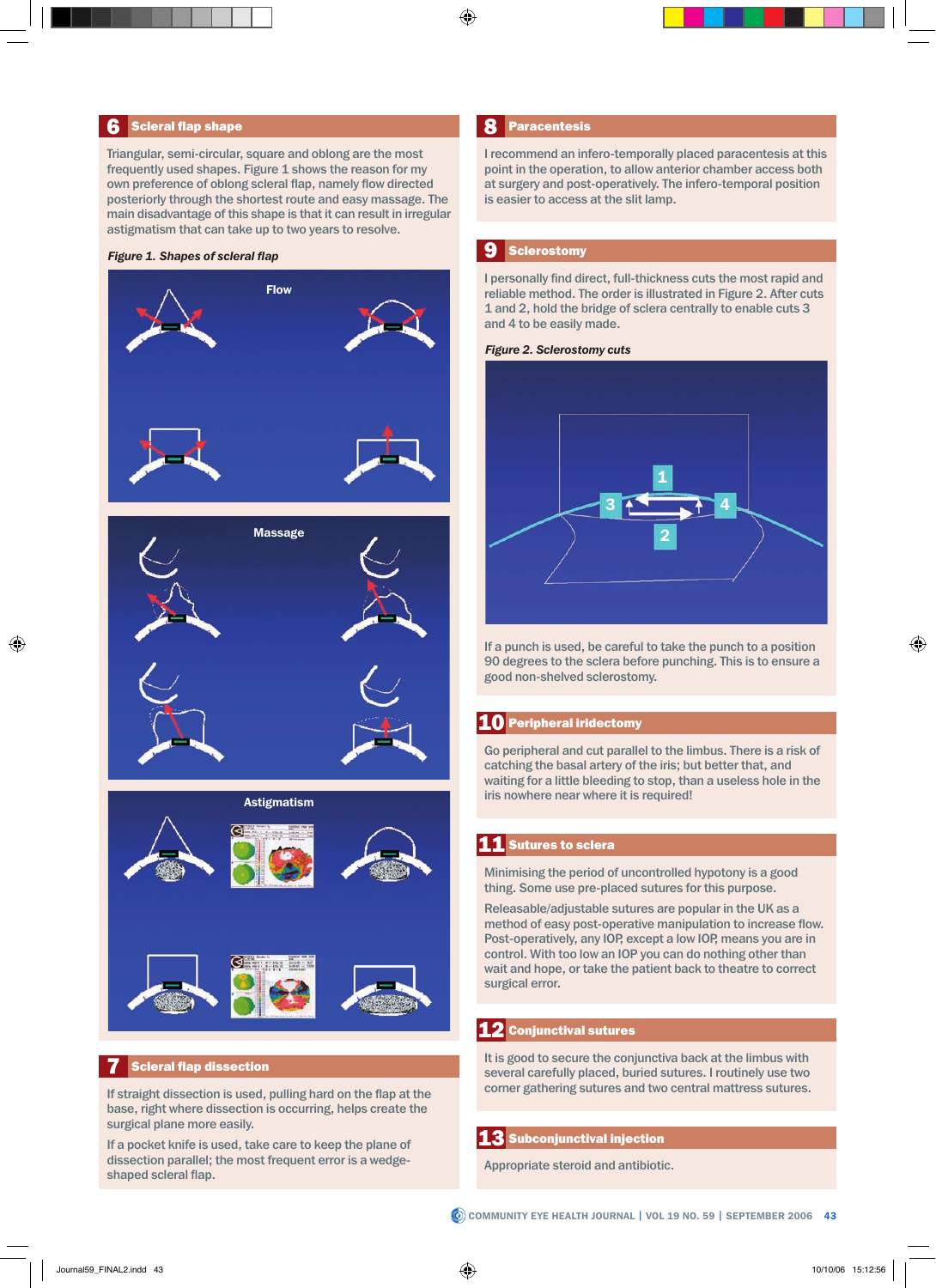## 6 Scleral flap shape

Triangular, semi-circular, square and oblong are the most frequently used shapes. Figure 1 shows the reason for my own preference of oblong scleral flap, namely flow directed posteriorly through the shortest route and easy massage. The main disadvantage of this shape is that it can result in irregular astigmatism that can take up to two years to resolve.

*Figure 1. Shapes of scleral flap*

Flow

Massage

Astigmatism

## 7 Scleral flap dissection

If straight dissection is used, pulling hard on the flap at the base, right where dissection is occurring, helps create the surgical plane more easily.

If a pocket knife is used, take care to keep the plane of dissection parallel; the most frequent error is a wedge-shaped scleral flap.

## 8 Paracentesis

I recommend an infero-temporally placed paracentesis at this point in the operation, to allow anterior chamber access both at surgery and post-operatively. The infero-temporal position is easier to access at the slit lamp.

## 9 Sclerostomy

I personally find direct, full-thickness cuts the most rapid and reliable method. The order is illustrated in Figure 2. After cuts 1 and 2, hold the bridge of sclera centrally to enable cuts 3 and 4 to be easily made.

*Figure 2. Sclerostomy cuts*

1

3

4

2

If a punch is used, be careful to take the punch to a position 90 degrees to the sclera before punching. This is to ensure a good non-shelved sclerostomy.

## 10 Peripheral iridectomy

Go peripheral and cut parallel to the limbus. There is a risk of catching the basal artery of the iris; but better that, and waiting for a little bleeding to stop, than a useless hole in the iris nowhere near where it is required!

## 11 Sutures to sclera

Minimising the period of uncontrolled hypotony is a good thing. Some use pre-placed sutures for this purpose.

Releasable/adjustable sutures are popular in the UK as a method of easy post-operative manipulation to increase flow. Post-operatively, any IOP, except a low IOP, means you are in control. With too low an IOP you can do nothing other than wait and hope, or take the patient back to theatre to correct surgical error.

## 12 Conjunctival sutures

It is good to secure the conjunctiva back at the limbus with several carefully placed, buried sutures. I routinely use two corner gathering sutures and two central mattress sutures.

## 13 Subconjunctival injection

Appropriate steroid and antibiotic.